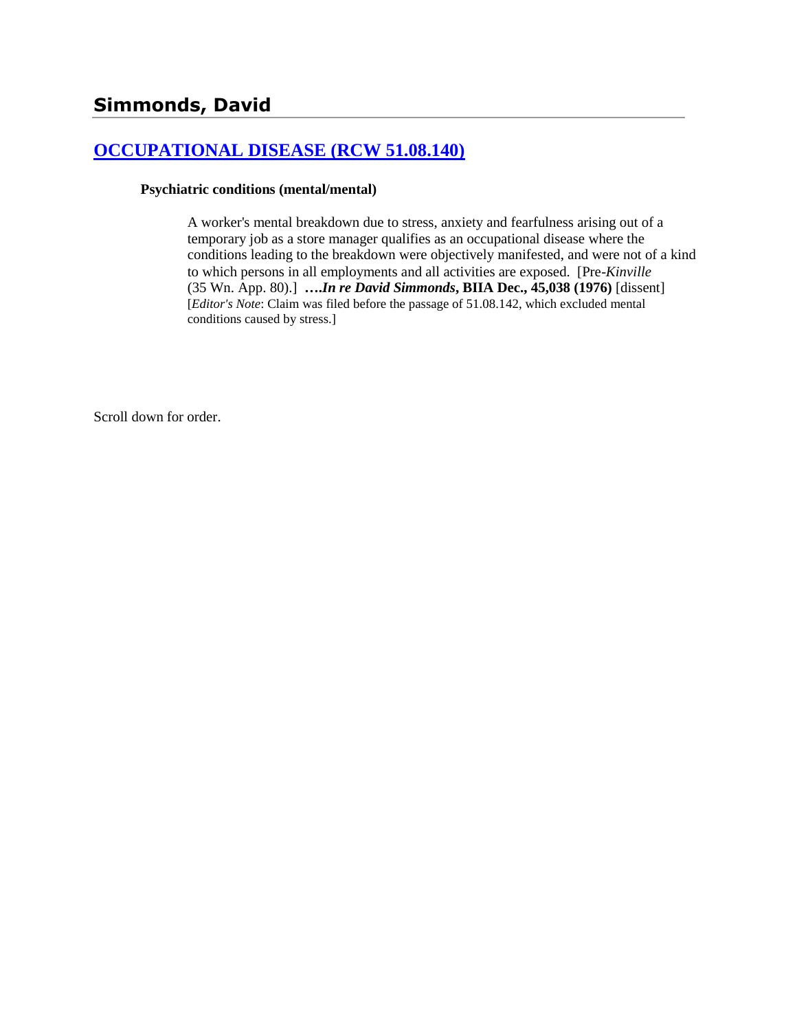# Simmonds, David

## [OCCUPATIONAL DISEASE (RCW 51.08.140)](#)

**Psychiatric conditions (mental/mental)**

> A worker's mental breakdown due to stress, anxiety and fearfulness arising out of a temporary job as a store manager qualifies as an occupational disease where the conditions leading to the breakdown were objectively manifested, and were not of a kind to which persons in all employments and all activities are exposed. [Pre-*Kinville* (35 Wn. App. 80).] ***….In re David Simmonds*, BIIA Dec., 45,038 (1976)** [dissent] [*Editor's Note*: Claim was filed before the passage of 51.08.142, which excluded mental conditions caused by stress.]

Scroll down for order.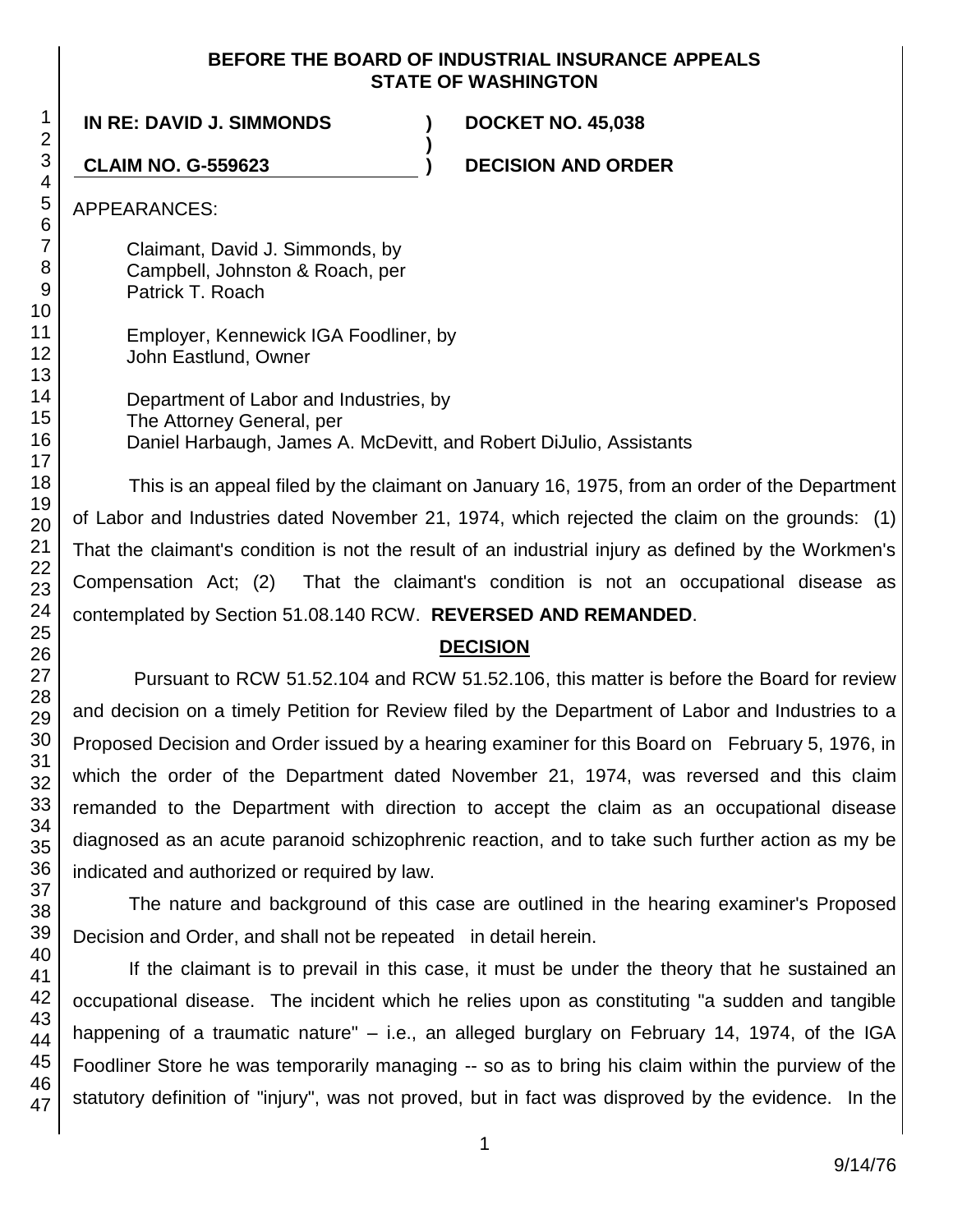**BEFORE THE BOARD OF INDUSTRIAL INSURANCE APPEALS**
**STATE OF WASHINGTON**

**IN RE: DAVID J. SIMMONDS** ) **DOCKET NO. 45,038**
)
**CLAIM NO. G-559623** ) **DECISION AND ORDER**

APPEARANCES:

Claimant, David J. Simmonds, by
Campbell, Johnston & Roach, per
Patrick T. Roach

Employer, Kennewick IGA Foodliner, by
John Eastlund, Owner

Department of Labor and Industries, by
The Attorney General, per
Daniel Harbaugh, James A. McDevitt, and Robert DiJulio, Assistants

This is an appeal filed by the claimant on January 16, 1975, from an order of the Department of Labor and Industries dated November 21, 1974, which rejected the claim on the grounds: (1) That the claimant's condition is not the result of an industrial injury as defined by the Workmen's Compensation Act; (2) That the claimant's condition is not an occupational disease as contemplated by Section 51.08.140 RCW. **REVERSED AND REMANDED**.

**DECISION**

Pursuant to RCW 51.52.104 and RCW 51.52.106, this matter is before the Board for review and decision on a timely Petition for Review filed by the Department of Labor and Industries to a Proposed Decision and Order issued by a hearing examiner for this Board on February 5, 1976, in which the order of the Department dated November 21, 1974, was reversed and this claim remanded to the Department with direction to accept the claim as an occupational disease diagnosed as an acute paranoid schizophrenic reaction, and to take such further action as my be indicated and authorized or required by law.

The nature and background of this case are outlined in the hearing examiner's Proposed Decision and Order, and shall not be repeated in detail herein.

If the claimant is to prevail in this case, it must be under the theory that he sustained an occupational disease. The incident which he relies upon as constituting "a sudden and tangible happening of a traumatic nature" – i.e., an alleged burglary on February 14, 1974, of the IGA Foodliner Store he was temporarily managing -- so as to bring his claim within the purview of the statutory definition of "injury", was not proved, but in fact was disproved by the evidence. In the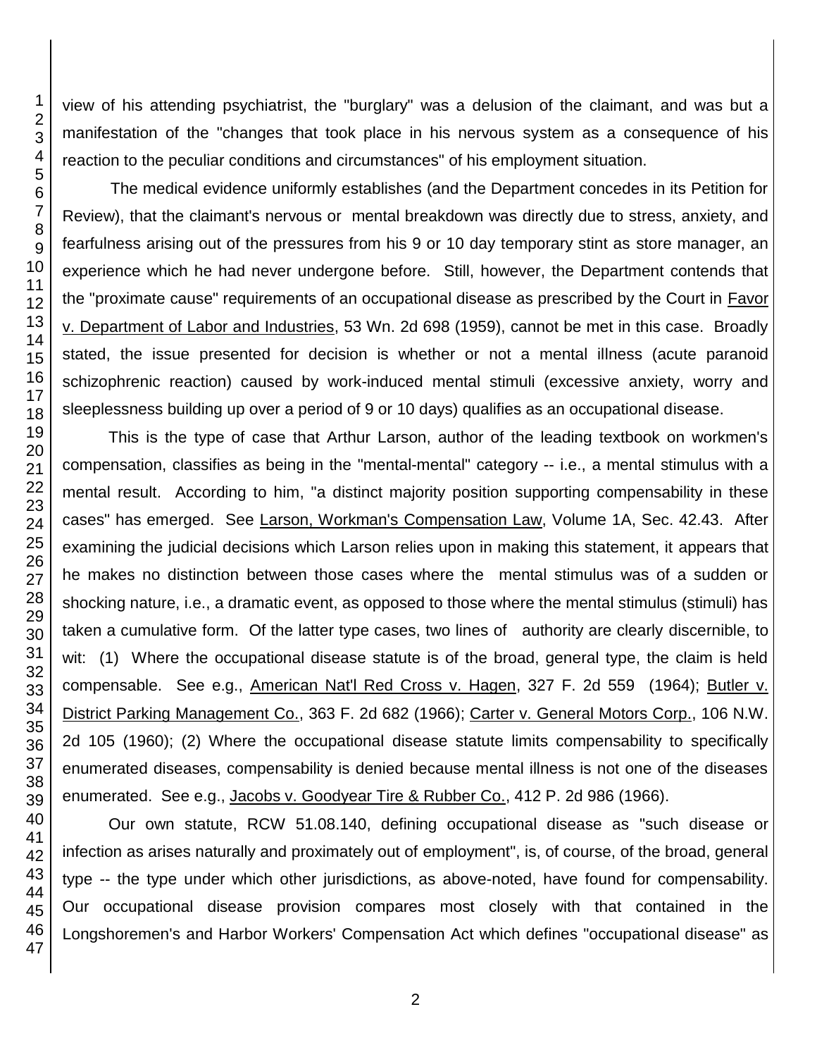view of his attending psychiatrist, the "burglary" was a delusion of the claimant, and was but a manifestation of the "changes that took place in his nervous system as a consequence of his reaction to the peculiar conditions and circumstances" of his employment situation.

The medical evidence uniformly establishes (and the Department concedes in its Petition for Review), that the claimant's nervous or mental breakdown was directly due to stress, anxiety, and fearfulness arising out of the pressures from his 9 or 10 day temporary stint as store manager, an experience which he had never undergone before. Still, however, the Department contends that the "proximate cause" requirements of an occupational disease as prescribed by the Court in Favor v. Department of Labor and Industries, 53 Wn. 2d 698 (1959), cannot be met in this case. Broadly stated, the issue presented for decision is whether or not a mental illness (acute paranoid schizophrenic reaction) caused by work-induced mental stimuli (excessive anxiety, worry and sleeplessness building up over a period of 9 or 10 days) qualifies as an occupational disease.

This is the type of case that Arthur Larson, author of the leading textbook on workmen's compensation, classifies as being in the "mental-mental" category -- i.e., a mental stimulus with a mental result. According to him, "a distinct majority position supporting compensability in these cases" has emerged. See Larson, Workman's Compensation Law, Volume 1A, Sec. 42.43. After examining the judicial decisions which Larson relies upon in making this statement, it appears that he makes no distinction between those cases where the mental stimulus was of a sudden or shocking nature, i.e., a dramatic event, as opposed to those where the mental stimulus (stimuli) has taken a cumulative form. Of the latter type cases, two lines of authority are clearly discernible, to wit: (1) Where the occupational disease statute is of the broad, general type, the claim is held compensable. See e.g., American Nat'l Red Cross v. Hagen, 327 F. 2d 559 (1964); Butler v. District Parking Management Co., 363 F. 2d 682 (1966); Carter v. General Motors Corp., 106 N.W. 2d 105 (1960); (2) Where the occupational disease statute limits compensability to specifically enumerated diseases, compensability is denied because mental illness is not one of the diseases enumerated. See e.g., Jacobs v. Goodyear Tire & Rubber Co., 412 P. 2d 986 (1966).

Our own statute, RCW 51.08.140, defining occupational disease as "such disease or infection as arises naturally and proximately out of employment", is, of course, of the broad, general type -- the type under which other jurisdictions, as above-noted, have found for compensability. Our occupational disease provision compares most closely with that contained in the Longshoremen's and Harbor Workers' Compensation Act which defines "occupational disease" as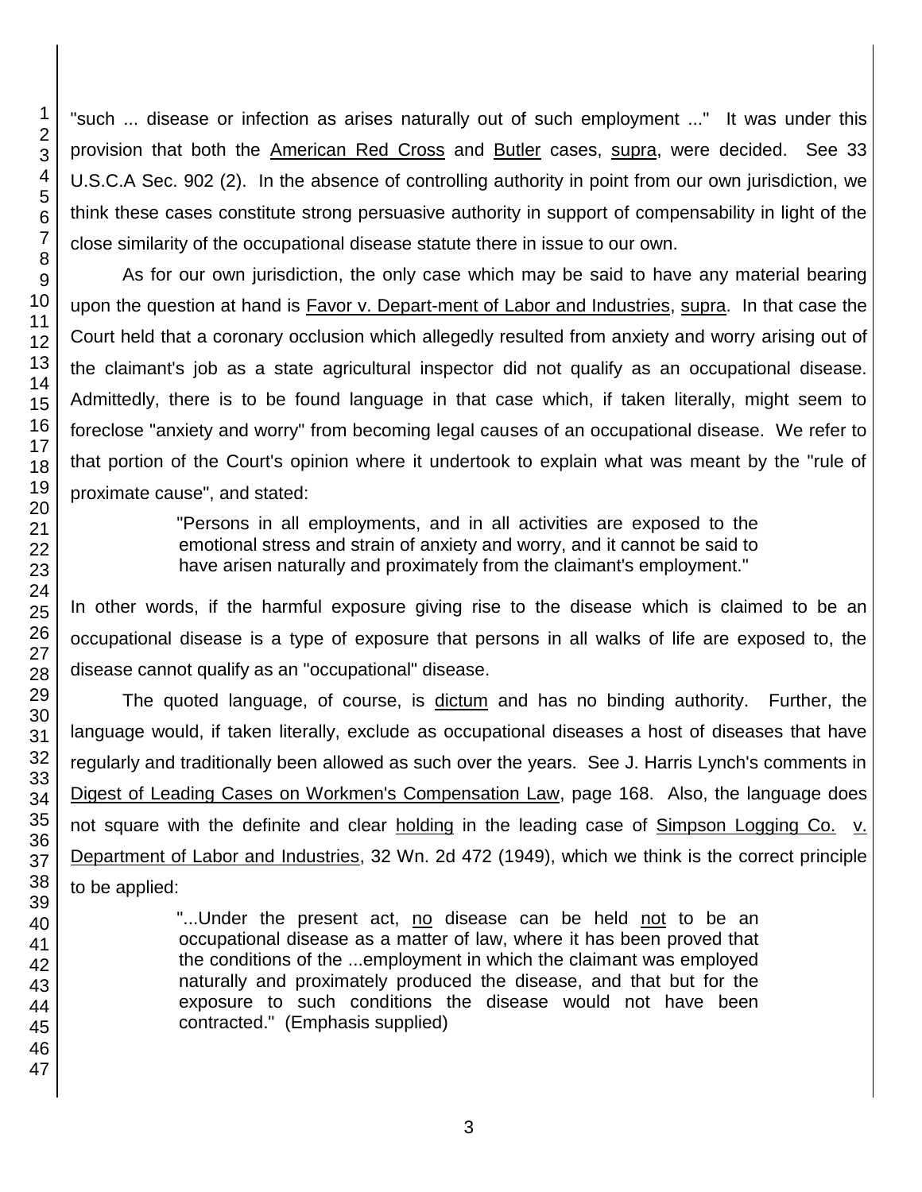"such ... disease or infection as arises naturally out of such employment ..." It was under this provision that both the American Red Cross and Butler cases, supra, were decided. See 33 U.S.C.A Sec. 902 (2). In the absence of controlling authority in point from our own jurisdiction, we think these cases constitute strong persuasive authority in support of compensability in light of the close similarity of the occupational disease statute there in issue to our own.

As for our own jurisdiction, the only case which may be said to have any material bearing upon the question at hand is Favor v. Depart-ment of Labor and Industries, supra. In that case the Court held that a coronary occlusion which allegedly resulted from anxiety and worry arising out of the claimant's job as a state agricultural inspector did not qualify as an occupational disease. Admittedly, there is to be found language in that case which, if taken literally, might seem to foreclose "anxiety and worry" from becoming legal causes of an occupational disease. We refer to that portion of the Court's opinion where it undertook to explain what was meant by the "rule of proximate cause", and stated:

> "Persons in all employments, and in all activities are exposed to the emotional stress and strain of anxiety and worry, and it cannot be said to have arisen naturally and proximately from the claimant's employment."

In other words, if the harmful exposure giving rise to the disease which is claimed to be an occupational disease is a type of exposure that persons in all walks of life are exposed to, the disease cannot qualify as an "occupational" disease.

The quoted language, of course, is dictum and has no binding authority. Further, the language would, if taken literally, exclude as occupational diseases a host of diseases that have regularly and traditionally been allowed as such over the years. See J. Harris Lynch's comments in Digest of Leading Cases on Workmen's Compensation Law, page 168. Also, the language does not square with the definite and clear holding in the leading case of Simpson Logging Co. v. Department of Labor and Industries, 32 Wn. 2d 472 (1949), which we think is the correct principle to be applied:

> "...Under the present act, no disease can be held not to be an occupational disease as a matter of law, where it has been proved that the conditions of the ...employment in which the claimant was employed naturally and proximately produced the disease, and that but for the exposure to such conditions the disease would not have been contracted." (Emphasis supplied)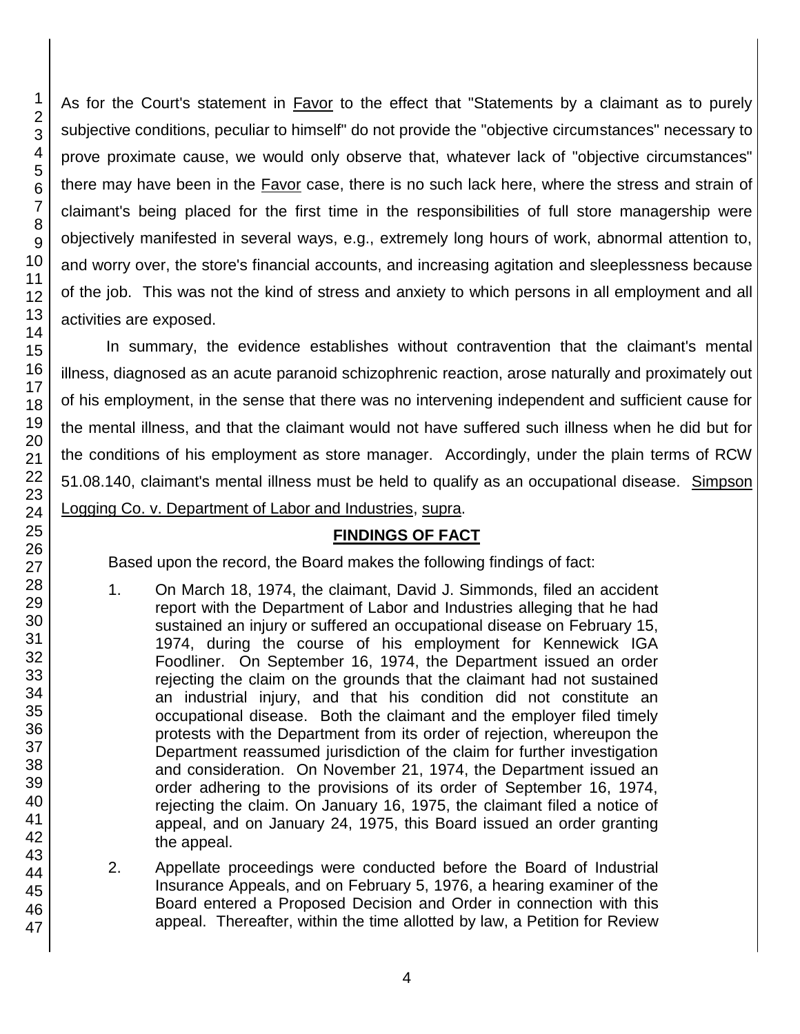As for the Court's statement in Favor to the effect that "Statements by a claimant as to purely subjective conditions, peculiar to himself" do not provide the "objective circumstances" necessary to prove proximate cause, we would only observe that, whatever lack of "objective circumstances" there may have been in the Favor case, there is no such lack here, where the stress and strain of claimant's being placed for the first time in the responsibilities of full store managership were objectively manifested in several ways, e.g., extremely long hours of work, abnormal attention to, and worry over, the store's financial accounts, and increasing agitation and sleeplessness because of the job. This was not the kind of stress and anxiety to which persons in all employment and all activities are exposed.

In summary, the evidence establishes without contravention that the claimant's mental illness, diagnosed as an acute paranoid schizophrenic reaction, arose naturally and proximately out of his employment, in the sense that there was no intervening independent and sufficient cause for the mental illness, and that the claimant would not have suffered such illness when he did but for the conditions of his employment as store manager. Accordingly, under the plain terms of RCW 51.08.140, claimant's mental illness must be held to qualify as an occupational disease. Simpson Logging Co. v. Department of Labor and Industries, supra.

## FINDINGS OF FACT

Based upon the record, the Board makes the following findings of fact:

1. On March 18, 1974, the claimant, David J. Simmonds, filed an accident report with the Department of Labor and Industries alleging that he had sustained an injury or suffered an occupational disease on February 15, 1974, during the course of his employment for Kennewick IGA Foodliner. On September 16, 1974, the Department issued an order rejecting the claim on the grounds that the claimant had not sustained an industrial injury, and that his condition did not constitute an occupational disease. Both the claimant and the employer filed timely protests with the Department from its order of rejection, whereupon the Department reassumed jurisdiction of the claim for further investigation and consideration. On November 21, 1974, the Department issued an order adhering to the provisions of its order of September 16, 1974, rejecting the claim. On January 16, 1975, the claimant filed a notice of appeal, and on January 24, 1975, this Board issued an order granting the appeal.

2. Appellate proceedings were conducted before the Board of Industrial Insurance Appeals, and on February 5, 1976, a hearing examiner of the Board entered a Proposed Decision and Order in connection with this appeal. Thereafter, within the time allotted by law, a Petition for Review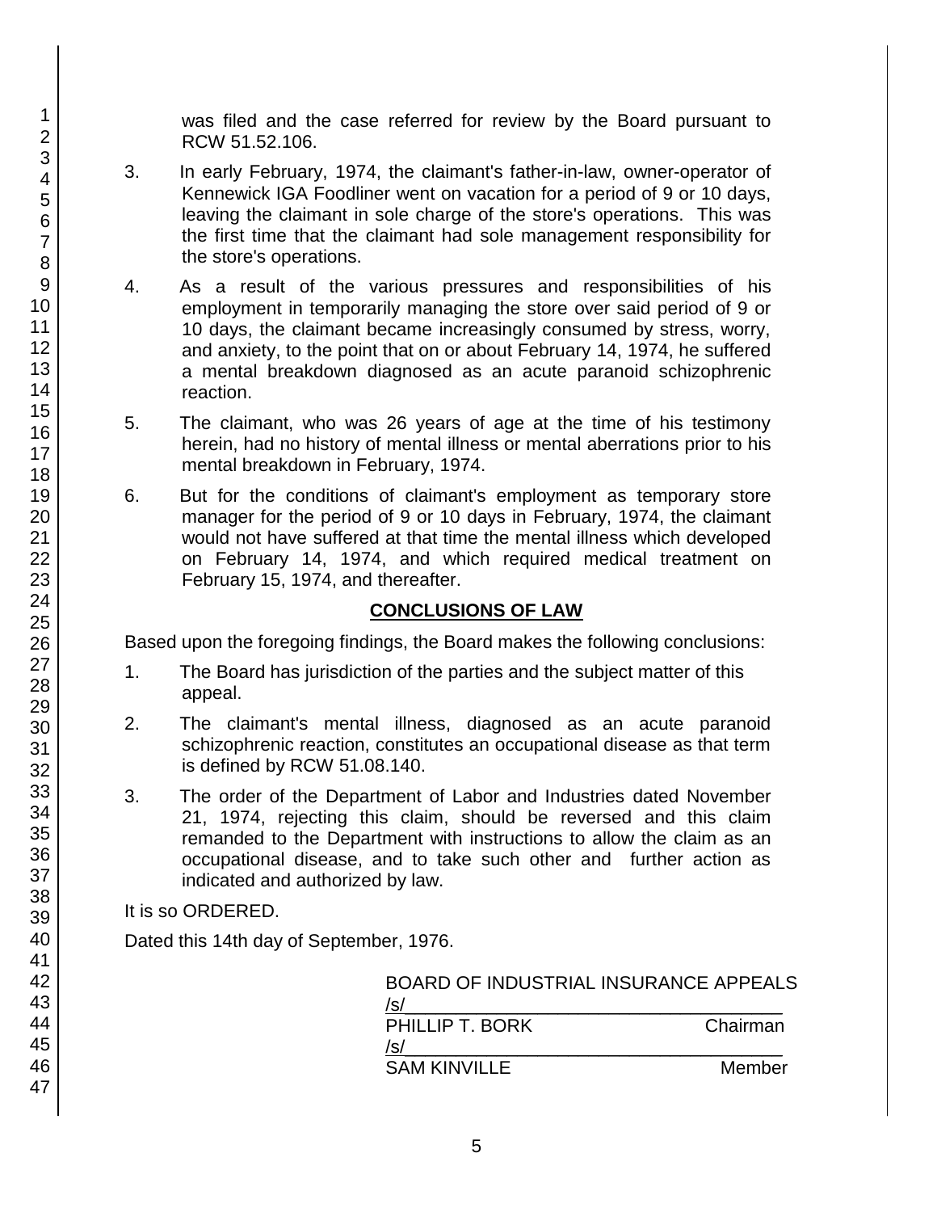was filed and the case referred for review by the Board pursuant to RCW 51.52.106.

3. In early February, 1974, the claimant's father-in-law, owner-operator of Kennewick IGA Foodliner went on vacation for a period of 9 or 10 days, leaving the claimant in sole charge of the store's operations. This was the first time that the claimant had sole management responsibility for the store's operations.

4. As a result of the various pressures and responsibilities of his employment in temporarily managing the store over said period of 9 or 10 days, the claimant became increasingly consumed by stress, worry, and anxiety, to the point that on or about February 14, 1974, he suffered a mental breakdown diagnosed as an acute paranoid schizophrenic reaction.

5. The claimant, who was 26 years of age at the time of his testimony herein, had no history of mental illness or mental aberrations prior to his mental breakdown in February, 1974.

6. But for the conditions of claimant's employment as temporary store manager for the period of 9 or 10 days in February, 1974, the claimant would not have suffered at that time the mental illness which developed on February 14, 1974, and which required medical treatment on February 15, 1974, and thereafter.

## CONCLUSIONS OF LAW

Based upon the foregoing findings, the Board makes the following conclusions:

1. The Board has jurisdiction of the parties and the subject matter of this appeal.

2. The claimant's mental illness, diagnosed as an acute paranoid schizophrenic reaction, constitutes an occupational disease as that term is defined by RCW 51.08.140.

3. The order of the Department of Labor and Industries dated November 21, 1974, rejecting this claim, should be reversed and this claim remanded to the Department with instructions to allow the claim as an occupational disease, and to take such other and further action as indicated and authorized by law.

It is so ORDERED.

Dated this 14th day of September, 1976.

BOARD OF INDUSTRIAL INSURANCE APPEALS

/s/
PHILLIP T. BORK Chairman

/s/
SAM KINVILLE Member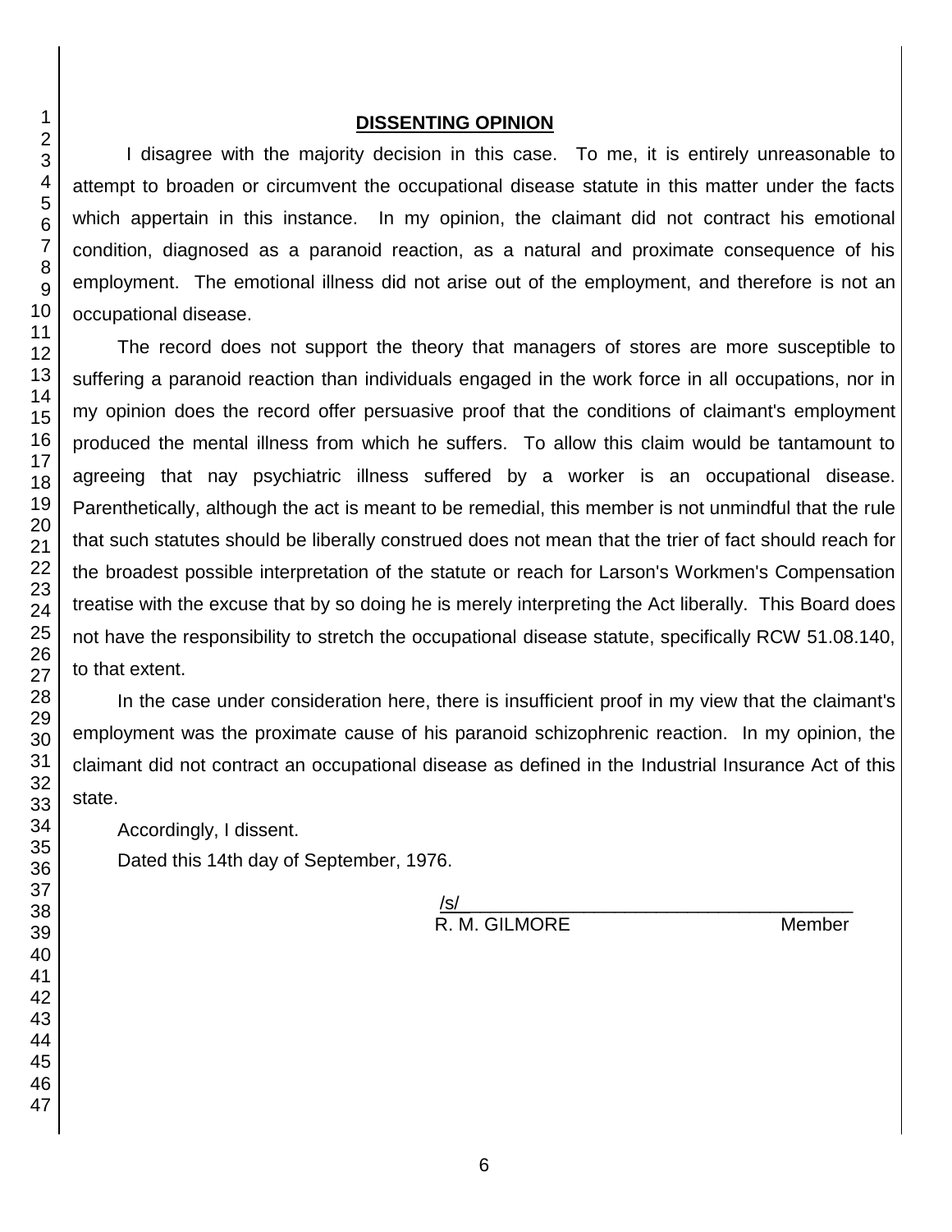## DISSENTING OPINION

I disagree with the majority decision in this case. To me, it is entirely unreasonable to attempt to broaden or circumvent the occupational disease statute in this matter under the facts which appertain in this instance. In my opinion, the claimant did not contract his emotional condition, diagnosed as a paranoid reaction, as a natural and proximate consequence of his employment. The emotional illness did not arise out of the employment, and therefore is not an occupational disease.

The record does not support the theory that managers of stores are more susceptible to suffering a paranoid reaction than individuals engaged in the work force in all occupations, nor in my opinion does the record offer persuasive proof that the conditions of claimant's employment produced the mental illness from which he suffers. To allow this claim would be tantamount to agreeing that nay psychiatric illness suffered by a worker is an occupational disease. Parenthetically, although the act is meant to be remedial, this member is not unmindful that the rule that such statutes should be liberally construed does not mean that the trier of fact should reach for the broadest possible interpretation of the statute or reach for Larson's Workmen's Compensation treatise with the excuse that by so doing he is merely interpreting the Act liberally. This Board does not have the responsibility to stretch the occupational disease statute, specifically RCW 51.08.140, to that extent.

In the case under consideration here, there is insufficient proof in my view that the claimant's employment was the proximate cause of his paranoid schizophrenic reaction. In my opinion, the claimant did not contract an occupational disease as defined in the Industrial Insurance Act of this state.

Accordingly, I dissent.

Dated this 14th day of September, 1976.

/s/
R. M. GILMORE Member